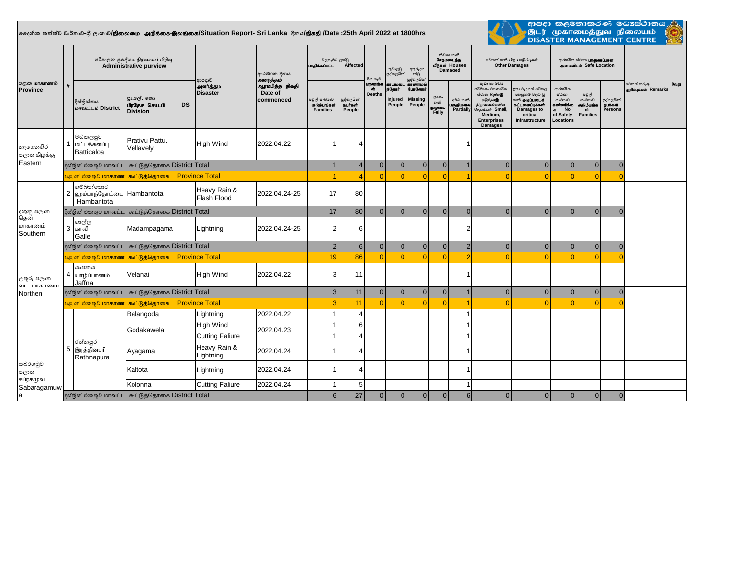දෛනික තත්ත්ව වාර්තාව-ශ්‍රී ලංකාව/நிலைமை அறிக்கை-இலங்கை/Situation Report- Sri Lanka දිනය/திகதி /Date :25th April 2022 at 1800hrs

ආපදා කළමනාකරණ මධ්‍යස්ථානය
இடர் முகாமைத்துவ நிலையம்
DISASTER MANAGEMENT CENTRE

| පළාත மாகாணம் Province | # | පරිපාලන ප්‍රදේශය නිර්වාසය පිරිවු Administrative purview | | ආපදාව அனர்த்தம Disaster | ආරම්භක දිනය அனர்த்தம் ஆரம்பித்த திகதி Date of commenced | බලපෑමට ලක්වූ பாதிக்கப்பட்ட Affected | | මිය යෑම් மரணங்கள் Deaths | තුවාලවූ පුද්ගලයින් காயமடைந்தோர் Injured People | අතුරුදහන් වූ පුද්ගලයින් காணாமல் போனோர் Missing People | නිවාස හානි சேதமடைந்த வீடுகள் Houses Damaged | | වෙනත් හානි පිළිබඳ පාඩුපිලකුණු Other Damages | | ආරක්ෂිත ස්ථාන பாதுகாப்பான அமைவிடம் Safe Location | | | වෙනත් කරුණු வேறு குறிப்புகள் Remarks |
|---|---|---|---|---|---|---|---|---|---|---|---|---|---|---|---|---|---|---|
| | | දිස්ත්‍රික්කය மாவட்டம் District | ප්‍රා.ලේ. කො பிரதேச செய.பி DS Division | | | පවුල් සංඛ්‍යාව குடும்பங்கள் Families | පුද්ගලයින් நபர்கள் People | | | | පූර්ණ හානි முழுமை Fully | අර්ධ හානි பகுதியளவு Partially | කුඩා හා මධ්‍ය පරිමාණ ව්‍යාපාරික ස්ථාන සිදුවූ சேதங்கள் Small, Medium, Enterprises Damages | ඉතා වැදගත් යටිතල පහසුකම් වලට වූ හානි அடிப்படைக் கட்டமைப்புக்கள் Damages to critical Infrastructure | ආරක්ෂිත ස්ථාන සංඛ්‍යාව எண்ணிக்கை No. of Safety Locations | පවුල් සංඛ්‍යාව குடும்பங்கள் Families | පුද්ගලයින් நபர்கள் Persons | |
| නැගෙනහිර පළාත கிழக்கு Eastern | 1 | මඩකලපුව மட்டக்களப்பு Batticaloa | Prativu Pattu, Vellavely | High Wind | 2022.04.22 | 1 | 4 | | | | | 1 | | | | | | |
| | | දිස්ත්‍රික් එකතුව மாவட்ட கூட்டுத்தொகை District Total | | | | 1 | 4 | 0 | 0 | 0 | 0 | 1 | 0 | 0 | 0 | 0 | 0 | |
| | | පළාත් එකතුව மாகாண கூட்டுத்தொகை Province Total | | | | 1 | 4 | 0 | 0 | 0 | 0 | 1 | 0 | 0 | 0 | 0 | 0 | |
| දකුණු පළාත தென் மாகாணம் Southern | 2 | හම්බන්තොට ஹம்பாந்தோட்டை Hambantota | Hambantota | Heavy Rain & Flash Flood | 2022.04.24-25 | 17 | 80 | | | | | | | | | | | |
| | | දිස්ත්‍රික් එකතුව மாவட்ட கூட்டுத்தொகை District Total | | | | 17 | 80 | 0 | 0 | 0 | 0 | 0 | 0 | 0 | 0 | 0 | 0 | |
| | 3 | ගාල්ල காலி Galle | Madampagama | Lightning | 2022.04.24-25 | 2 | 6 | | | | | 2 | | | | | | |
| | | දිස්ත්‍රික් එකතුව மாவட்ட கூட்டுத்தொகை District Total | | | | 2 | 6 | 0 | 0 | 0 | 0 | 2 | 0 | 0 | 0 | 0 | 0 | |
| | | පළාත් එකතුව மாகாண கூட்டுத்தொகை Province Total | | | | 19 | 86 | 0 | 0 | 0 | 0 | 2 | 0 | 0 | 0 | 0 | 0 | |
| උතුරු පළාත வட மாகாணம Northen | 4 | යාපනය யாழ்ப்பாணம் Jaffna | Velanai | High Wind | 2022.04.22 | 3 | 11 | | | | | 1 | | | | | | |
| | | දිස්ත්‍රික් එකතුව மாவட்ட கூட்டுத்தொகை District Total | | | | 3 | 11 | 0 | 0 | 0 | 0 | 1 | 0 | 0 | 0 | 0 | 0 | |
| | | පළාත් එකතුව மாகாண கூட்டுத்தொகை Province Total | | | | 3 | 11 | 0 | 0 | 0 | 0 | 1 | 0 | 0 | 0 | 0 | 0 | |
| සබරගමුව පළාත சப்ரகமுவ Sabaragamuwa | 5 | රත්නපුර இரத்தினபுரி Rathnapura | Balangoda | Lightning | 2022.04.22 | 1 | 4 | | | | | 1 | | | | | | |
| | | | Godakawela | High Wind | 2022.04.23 | 1 | 6 | | | | | 1 | | | | | | |
| | | | | Cutting Faliure | | 1 | 4 | | | | | 1 | | | | | | |
| | | | Ayagama | Heavy Rain & Lightning | 2022.04.24 | 1 | 4 | | | | | 1 | | | | | | |
| | | | Kaltota | Lightning | 2022.04.24 | 1 | 4 | | | | | 1 | | | | | | |
| | | | Kolonna | Cutting Faliure | 2022.04.24 | 1 | 5 | | | | | 1 | | | | | | |
| | | දිස්ත්‍රික් එකතුව மாவட்ட கூட்டுத்தொகை District Total | | | | 6 | 27 | 0 | 0 | 0 | 0 | 6 | 0 | 0 | 0 | 0 | 0 | |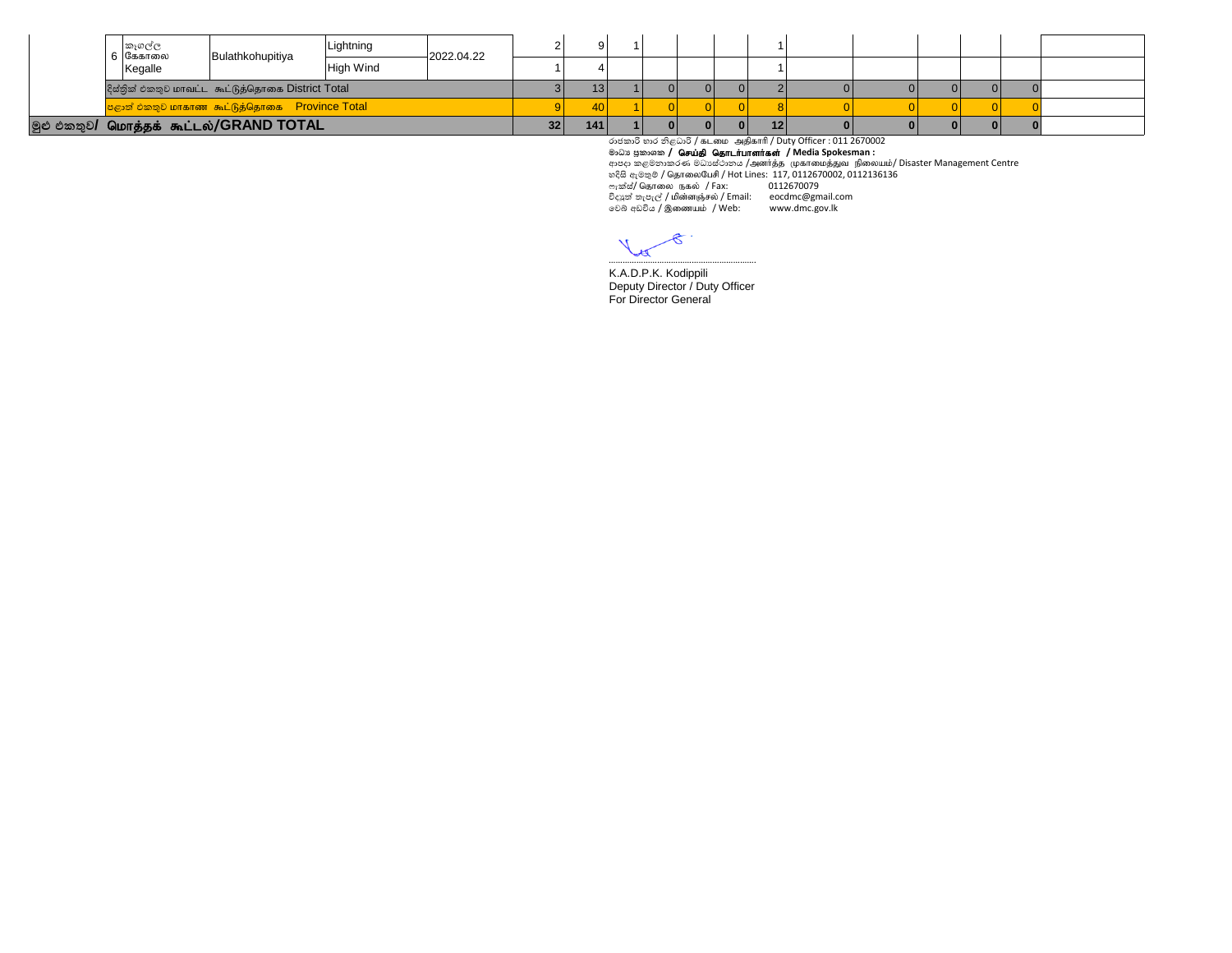| | | | | | | | | | | | | | | | | | | |
|---|---|---|---|---|---|---|---|---|---|---|---|---|---|---|---|---|---|---|
| | 6 | කෑගල්ල<br>கேகாலை<br>Kegalle | Bulathkohupitiya | Lightning | 2022.04.22 | 2 | 9 | 1 | | | | 1 | | | | | | |
| | | | | High Wind | | 1 | 4 | | | | | 1 | | | | | | |
| | දිස්ත්‍රික් එකතුව மாவட்ட கூட்டுத்தொகை District Total | | | | | 3 | 13 | 1 | 0 | 0 | 0 | 2 | 0 | 0 | 0 | 0 | 0 | |
| | පළාත් එකතුව மாகாண கூட்டுத்தொகை Province Total | | | | | 9 | 40 | 1 | 0 | 0 | 0 | 8 | 0 | 0 | 0 | 0 | 0 | |
| **මුළු එකතුව/ மொத்தக் கூட்டல்/GRAND TOTAL** | | | | | | **32** | **141** | **1** | **0** | **0** | **0** | **12** | **0** | **0** | **0** | **0** | **0** | |

රාජකාරි භාර නිළධාරි / கடமை அதிகாரி / Duty Officer : 011 2670002

මාධ්‍ය ප්‍රකාශක / **செய்தி தொடர்பாளர்கள் / Media Spokesman :**

ආපදා කළමනාකරණ මධ්‍යස්ථානය /அனர்த்த முகாமைத்துவ நிலையம்/ Disaster Management Centre

හදිසි ඇමතුම් / தொலைபேசி / Hot Lines: 117, 0112670002, 0112136136

ෆැක්ස්/ தொலை நகல் / Fax: 0112670079

විද්‍යුත් තැපැල් / மின்னஞ்சல் / Email: eocdmc@gmail.com

වෙබ් අඩවිය / இணையம் / Web: www.dmc.gov.lk

..............................................................

K.A.D.P.K. Kodippili
Deputy Director / Duty Officer
For Director General